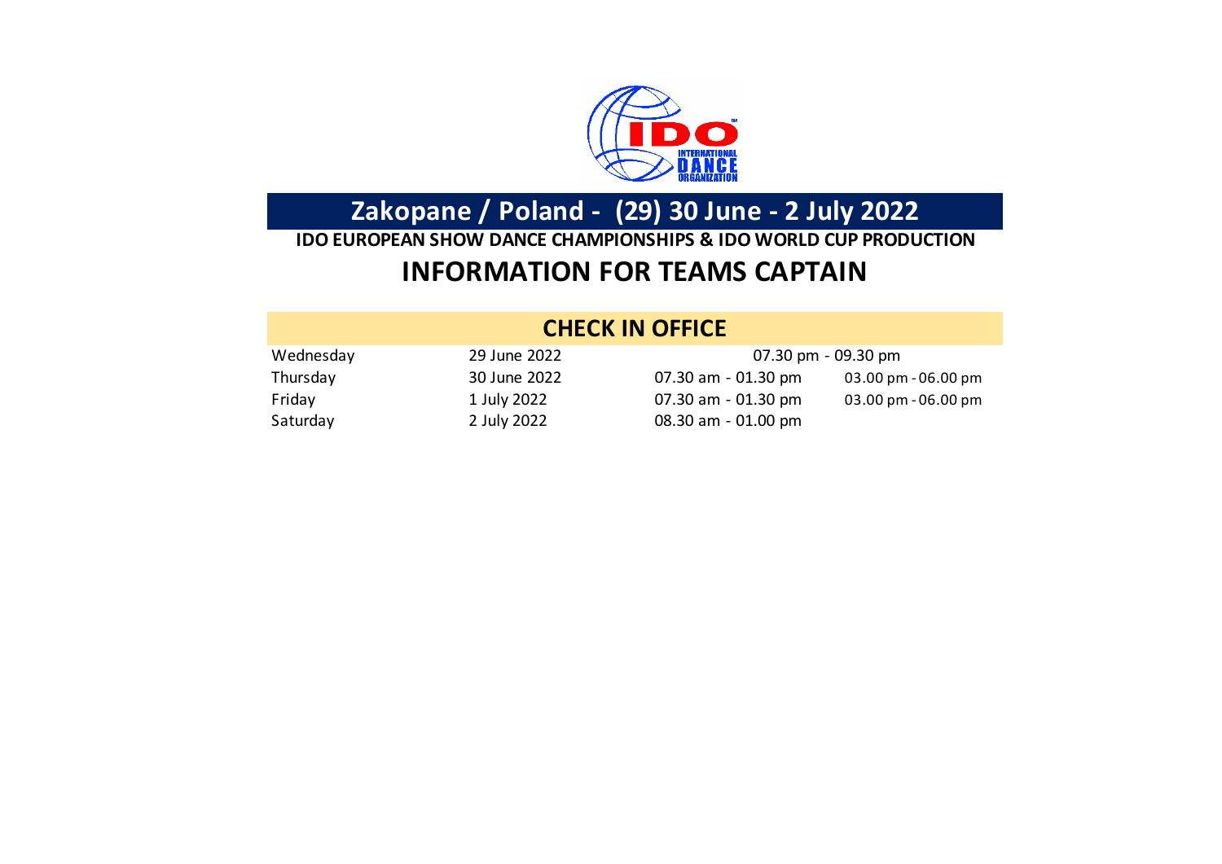# Zakopane / Poland - (29) 30 June - 2 July 2022

**IDO EUROPEAN SHOW DANCE CHAMPIONSHIPS & IDO WORLD CUP PRODUCTION**

## INFORMATION FOR TEAMS CAPTAIN

### CHECK IN OFFICE

| | | | |
|---|---|---|---|
| Wednesday | 29 June 2022 | 07.30 pm - 09.30 pm | |
| Thursday | 30 June 2022 | 07.30 am - 01.30 pm | 03.00 pm - 06.00 pm |
| Friday | 1 July 2022 | 07.30 am - 01.30 pm | 03.00 pm - 06.00 pm |
| Saturday | 2 July 2022 | 08.30 am - 01.00 pm | |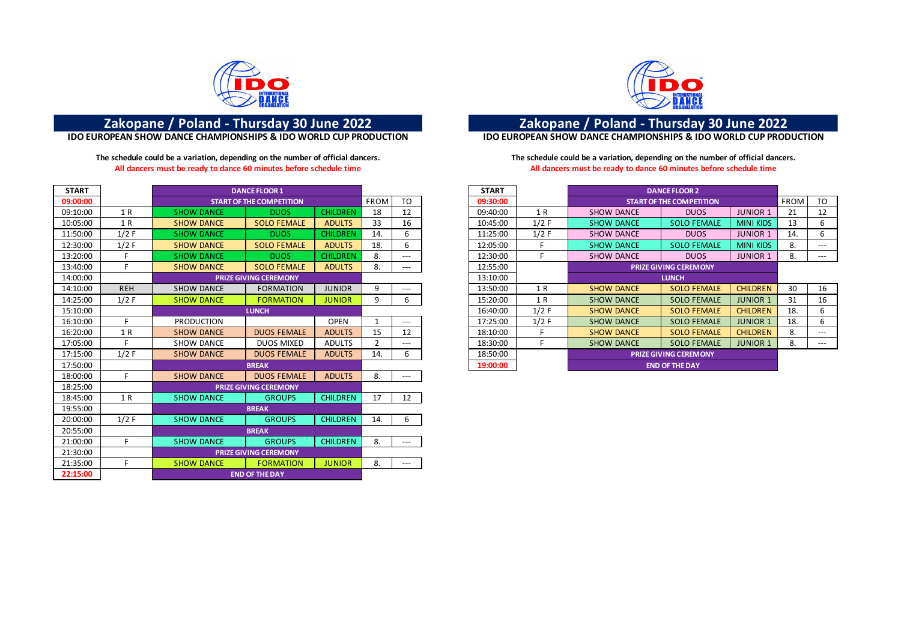## Zakopane / Poland - Thursday 30 June 2022

**IDO EUROPEAN SHOW DANCE CHAMPIONSHIPS & IDO WORLD CUP PRODUCTION**

**The schedule could be a variation, depending on the number of official dancers.**
**All dancers must be ready to dance 60 minutes before schedule time**

| START | | DANCE FLOOR 1 | | | FROM | TO |
|---|---|---|---|---|---|---|
| 09:00:00 | | START OF THE COMPETITION | | | FROM | TO |
| 09:10:00 | 1 R | SHOW DANCE | DUOS | CHILDREN | 18 | 12 |
| 10:05:00 | 1 R | SHOW DANCE | SOLO FEMALE | ADULTS | 33 | 16 |
| 11:50:00 | 1/2 F | SHOW DANCE | DUOS | CHILDREN | 14. | 6 |
| 12:30:00 | 1/2 F | SHOW DANCE | SOLO FEMALE | ADULTS | 18. | 6 |
| 13:20:00 | F | SHOW DANCE | DUOS | CHILDREN | 8. | --- |
| 13:40:00 | F | SHOW DANCE | SOLO FEMALE | ADULTS | 8. | --- |
| 14:00:00 | | PRIZE GIVING CEREMONY | | | | |
| 14:10:00 | REH | SHOW DANCE | FORMATION | JUNIOR | 9 | --- |
| 14:25:00 | 1/2 F | SHOW DANCE | FORMATION | JUNIOR | 9 | 6 |
| 15:10:00 | | LUNCH | | | | |
| 16:10:00 | F | PRODUCTION | | OPEN | 1 | --- |
| 16:20:00 | 1 R | SHOW DANCE | DUOS FEMALE | ADULTS | 15 | 12 |
| 17:05:00 | F | SHOW DANCE | DUOS MIXED | ADULTS | 2 | --- |
| 17:15:00 | 1/2 F | SHOW DANCE | DUOS FEMALE | ADULTS | 14. | 6 |
| 17:50:00 | | BREAK | | | | |
| 18:00:00 | F | SHOW DANCE | DUOS FEMALE | ADULTS | 8. | --- |
| 18:25:00 | | PRIZE GIVING CEREMONY | | | | |
| 18:45:00 | 1 R | SHOW DANCE | GROUPS | CHILDREN | 17 | 12 |
| 19:55:00 | | BREAK | | | | |
| 20:00:00 | 1/2 F | SHOW DANCE | GROUPS | CHILDREN | 14. | 6 |
| 20:55:00 | | BREAK | | | | |
| 21:00:00 | F | SHOW DANCE | GROUPS | CHILDREN | 8. | --- |
| 21:30:00 | | PRIZE GIVING CEREMONY | | | | |
| 21:35:00 | F | SHOW DANCE | FORMATION | JUNIOR | 8. | --- |
| 22:15:00 | | END OF THE DAY | | | | |

## Zakopane / Poland - Thursday 30 June 2022

**IDO EUROPEAN SHOW DANCE CHAMPIONSHIPS & IDO WORLD CUP PRODUCTION**

**The schedule could be a variation, depending on the number of official dancers.**
**All dancers must be ready to dance 60 minutes before schedule time**

| START | | DANCE FLOOR 2 | | | FROM | TO |
|---|---|---|---|---|---|---|
| 09:30:00 | | START OF THE COMPETITION | | | FROM | TO |
| 09:40:00 | 1 R | SHOW DANCE | DUOS | JUNIOR 1 | 21 | 12 |
| 10:45:00 | 1/2 F | SHOW DANCE | SOLO FEMALE | MINI KIDS | 13 | 6 |
| 11:25:00 | 1/2 F | SHOW DANCE | DUOS | JUNIOR 1 | 14. | 6 |
| 12:05:00 | F | SHOW DANCE | SOLO FEMALE | MINI KIDS | 8. | --- |
| 12:30:00 | F | SHOW DANCE | DUOS | JUNIOR 1 | 8. | --- |
| 12:55:00 | | PRIZE GIVING CEREMONY | | | | |
| 13:10:00 | | LUNCH | | | | |
| 13:50:00 | 1 R | SHOW DANCE | SOLO FEMALE | CHILDREN | 30 | 16 |
| 15:20:00 | 1 R | SHOW DANCE | SOLO FEMALE | JUNIOR 1 | 31 | 16 |
| 16:40:00 | 1/2 F | SHOW DANCE | SOLO FEMALE | CHILDREN | 18. | 6 |
| 17:25:00 | 1/2 F | SHOW DANCE | SOLO FEMALE | JUNIOR 1 | 18. | 6 |
| 18:10:00 | F | SHOW DANCE | SOLO FEMALE | CHILDREN | 8. | --- |
| 18:30:00 | F | SHOW DANCE | SOLO FEMALE | JUNIOR 1 | 8. | --- |
| 18:50:00 | | PRIZE GIVING CEREMONY | | | | |
| 19:00:00 | | END OF THE DAY | | | | |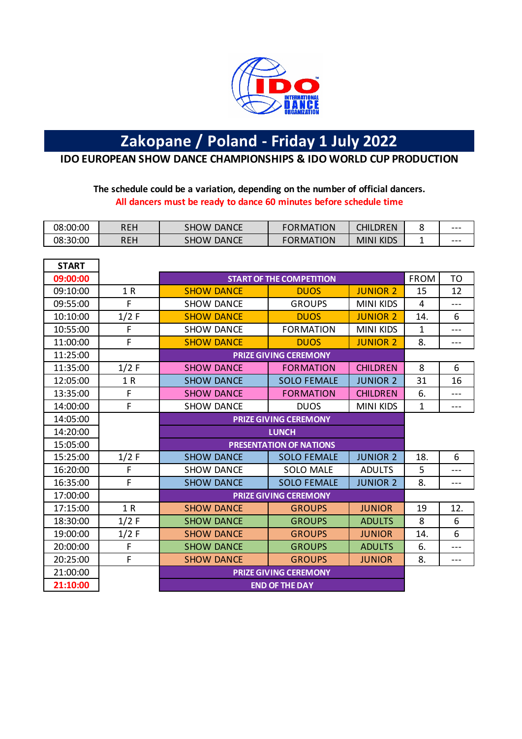# Zakopane / Poland - Friday 1 July 2022

## IDO EUROPEAN SHOW DANCE CHAMPIONSHIPS & IDO WORLD CUP PRODUCTION

**The schedule could be a variation, depending on the number of official dancers.**

**All dancers must be ready to dance 60 minutes before schedule time**

| | | | | | | |
|---|---|---|---|---|---|---|
| 08:00:00 | REH | SHOW DANCE | FORMATION | CHILDREN | 8 | --- |
| 08:30:00 | REH | SHOW DANCE | FORMATION | MINI KIDS | 1 | --- |

| START | | | | | | |
|---|---|---|---|---|---|---|
| **09:00:00** | | **START OF THE COMPETITION** | | | FROM | TO |
| 09:10:00 | 1 R | SHOW DANCE | DUOS | JUNIOR 2 | 15 | 12 |
| 09:55:00 | F | SHOW DANCE | GROUPS | MINI KIDS | 4 | --- |
| 10:10:00 | 1/2 F | SHOW DANCE | DUOS | JUNIOR 2 | 14. | 6 |
| 10:55:00 | F | SHOW DANCE | FORMATION | MINI KIDS | 1 | --- |
| 11:00:00 | F | SHOW DANCE | DUOS | JUNIOR 2 | 8. | --- |
| 11:25:00 | | **PRIZE GIVING CEREMONY** | | | | |
| 11:35:00 | 1/2 F | SHOW DANCE | FORMATION | CHILDREN | 8 | 6 |
| 12:05:00 | 1 R | SHOW DANCE | SOLO FEMALE | JUNIOR 2 | 31 | 16 |
| 13:35:00 | F | SHOW DANCE | FORMATION | CHILDREN | 6. | --- |
| 14:00:00 | F | SHOW DANCE | DUOS | MINI KIDS | 1 | --- |
| 14:05:00 | | **PRIZE GIVING CEREMONY** | | | | |
| 14:20:00 | | **LUNCH** | | | | |
| 15:05:00 | | **PRESENTATION OF NATIONS** | | | | |
| 15:25:00 | 1/2 F | SHOW DANCE | SOLO FEMALE | JUNIOR 2 | 18. | 6 |
| 16:20:00 | F | SHOW DANCE | SOLO MALE | ADULTS | 5 | --- |
| 16:35:00 | F | SHOW DANCE | SOLO FEMALE | JUNIOR 2 | 8. | --- |
| 17:00:00 | | **PRIZE GIVING CEREMONY** | | | | |
| 17:15:00 | 1 R | SHOW DANCE | GROUPS | JUNIOR | 19 | 12. |
| 18:30:00 | 1/2 F | SHOW DANCE | GROUPS | ADULTS | 8 | 6 |
| 19:00:00 | 1/2 F | SHOW DANCE | GROUPS | JUNIOR | 14. | 6 |
| 20:00:00 | F | SHOW DANCE | GROUPS | ADULTS | 6. | --- |
| 20:25:00 | F | SHOW DANCE | GROUPS | JUNIOR | 8. | --- |
| 21:00:00 | | **PRIZE GIVING CEREMONY** | | | | |
| **21:10:00** | | **END OF THE DAY** | | | | |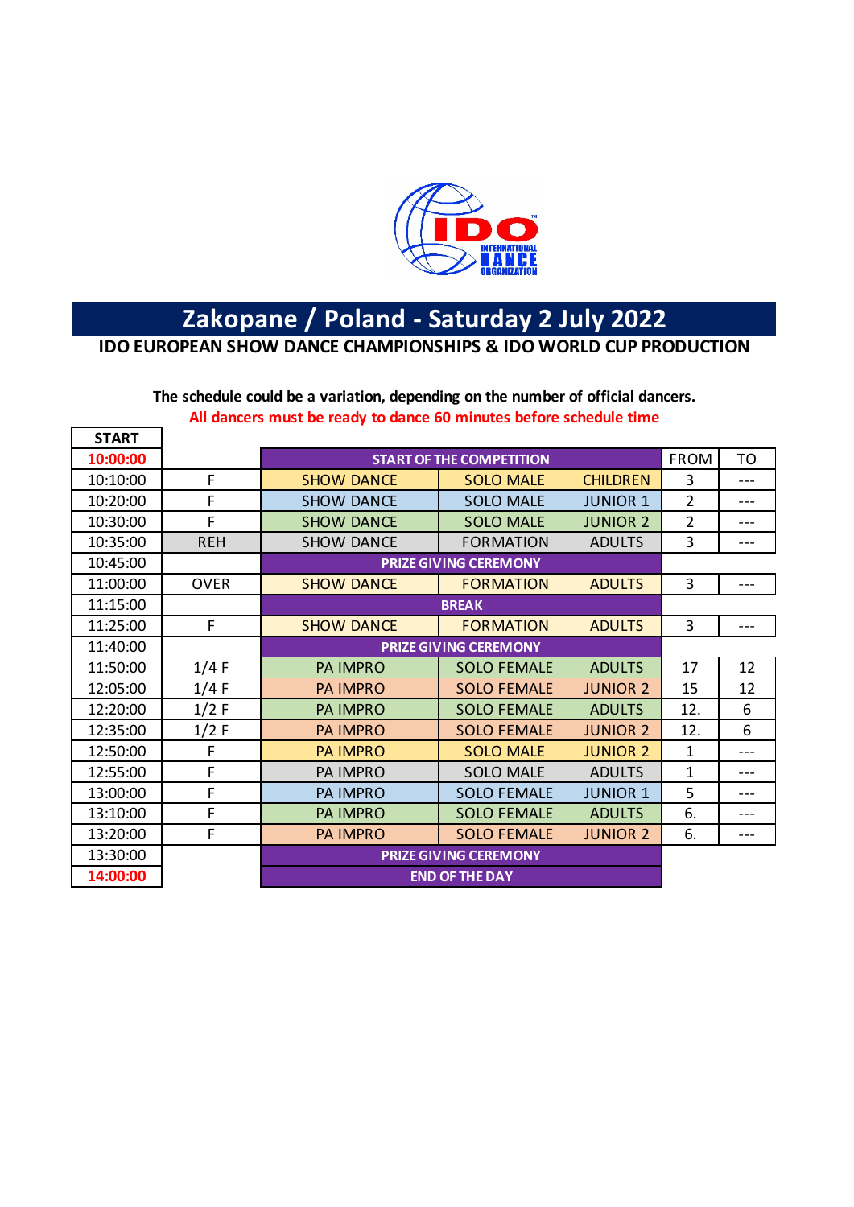IDO INTERNATIONAL DANCE ORGANIZATION

# Zakopane / Poland - Saturday 2 July 2022

## IDO EUROPEAN SHOW DANCE CHAMPIONSHIPS & IDO WORLD CUP PRODUCTION

**The schedule could be a variation, depending on the number of official dancers.**

**All dancers must be ready to dance 60 minutes before schedule time**

| START | | | | | FROM | TO |
|---|---|---|---|---|---|---|
| 10:00:00 | | START OF THE COMPETITION | | | FROM | TO |
| 10:10:00 | F | SHOW DANCE | SOLO MALE | CHILDREN | 3 | --- |
| 10:20:00 | F | SHOW DANCE | SOLO MALE | JUNIOR 1 | 2 | --- |
| 10:30:00 | F | SHOW DANCE | SOLO MALE | JUNIOR 2 | 2 | --- |
| 10:35:00 | REH | SHOW DANCE | FORMATION | ADULTS | 3 | --- |
| 10:45:00 | | PRIZE GIVING CEREMONY | | | | |
| 11:00:00 | OVER | SHOW DANCE | FORMATION | ADULTS | 3 | --- |
| 11:15:00 | | BREAK | | | | |
| 11:25:00 | F | SHOW DANCE | FORMATION | ADULTS | 3 | --- |
| 11:40:00 | | PRIZE GIVING CEREMONY | | | | |
| 11:50:00 | 1/4 F | PA IMPRO | SOLO FEMALE | ADULTS | 17 | 12 |
| 12:05:00 | 1/4 F | PA IMPRO | SOLO FEMALE | JUNIOR 2 | 15 | 12 |
| 12:20:00 | 1/2 F | PA IMPRO | SOLO FEMALE | ADULTS | 12. | 6 |
| 12:35:00 | 1/2 F | PA IMPRO | SOLO FEMALE | JUNIOR 2 | 12. | 6 |
| 12:50:00 | F | PA IMPRO | SOLO MALE | JUNIOR 2 | 1 | --- |
| 12:55:00 | F | PA IMPRO | SOLO MALE | ADULTS | 1 | --- |
| 13:00:00 | F | PA IMPRO | SOLO FEMALE | JUNIOR 1 | 5 | --- |
| 13:10:00 | F | PA IMPRO | SOLO FEMALE | ADULTS | 6. | --- |
| 13:20:00 | F | PA IMPRO | SOLO FEMALE | JUNIOR 2 | 6. | --- |
| 13:30:00 | | PRIZE GIVING CEREMONY | | | | |
| 14:00:00 | | END OF THE DAY | | | | |